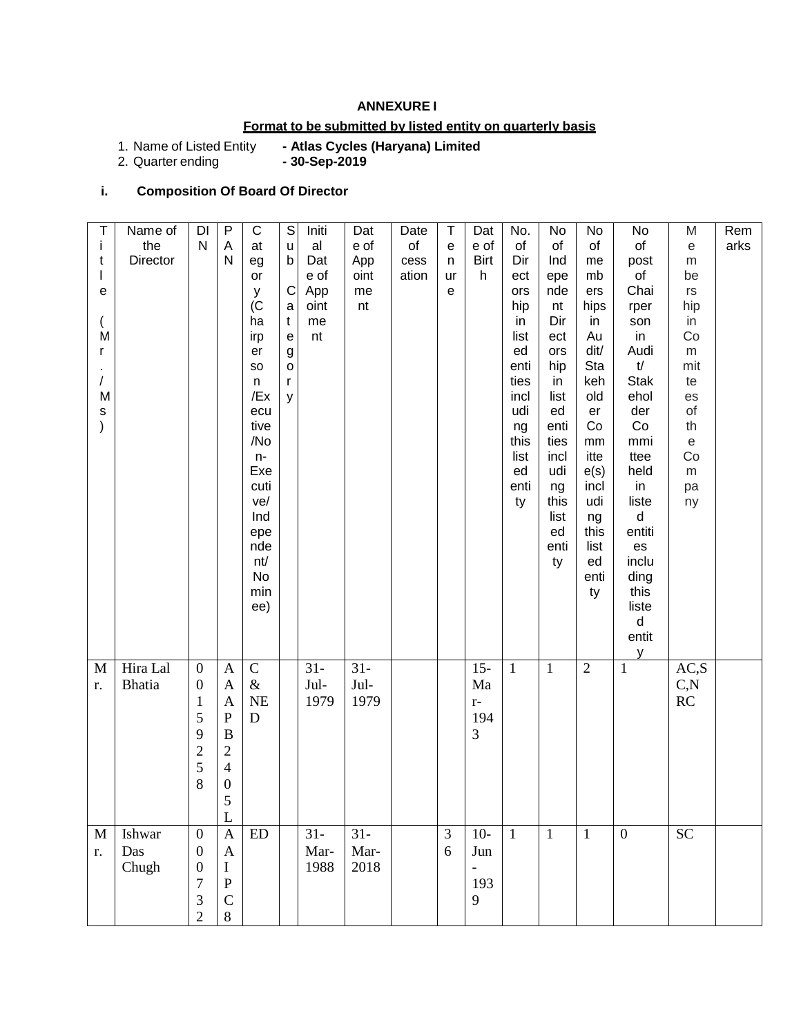**ANNEXURE I**

**Format to be submitted by listed entity on quarterly basis**

1. Name of Listed Entity **- Atlas Cycles (Haryana) Limited**
2. Quarter ending **- 30-Sep-2019**

**i. Composition Of Board Of Director**

| Title (Mr./Ms) | Name of the Director | DIN | PAN | Category (Chairperson/Executive/Non-Executive/Independent/Nominee) | Sub Category | Initial Date of Appointment | Date of Appointment | Date of cessation | Tenure | Date of Birth | No. of Directorship in listed entities including this listed entity | No of Independent Directorship in listed entities including this listed entity | No of members hips in Audit/Stakeholder Committee(s) including this listed entity | No of post of Chairperson in Audit/Stakeholder Committee held in listed entities including this listed entity | Membership in Committees of the Company | Remarks |
|---|---|---|---|---|---|---|---|---|---|---|---|---|---|---|---|---|
| Mr. | Hira Lal Bhatia | 00159258 | AAAPB2405L | C & NED | | 31-Jul-1979 | 31-Jul-1979 | | | 15-Mar-1943 | 1 | 1 | 2 | 1 | AC,SC,NRC | |
| Mr. | Ishwar Das Chugh | 0007 32 | AAIPC8 | ED | | 31-Mar-1988 | 31-Mar-2018 | | 36 | 10-Jun-1939 | 1 | 1 | 1 | 0 | SC | |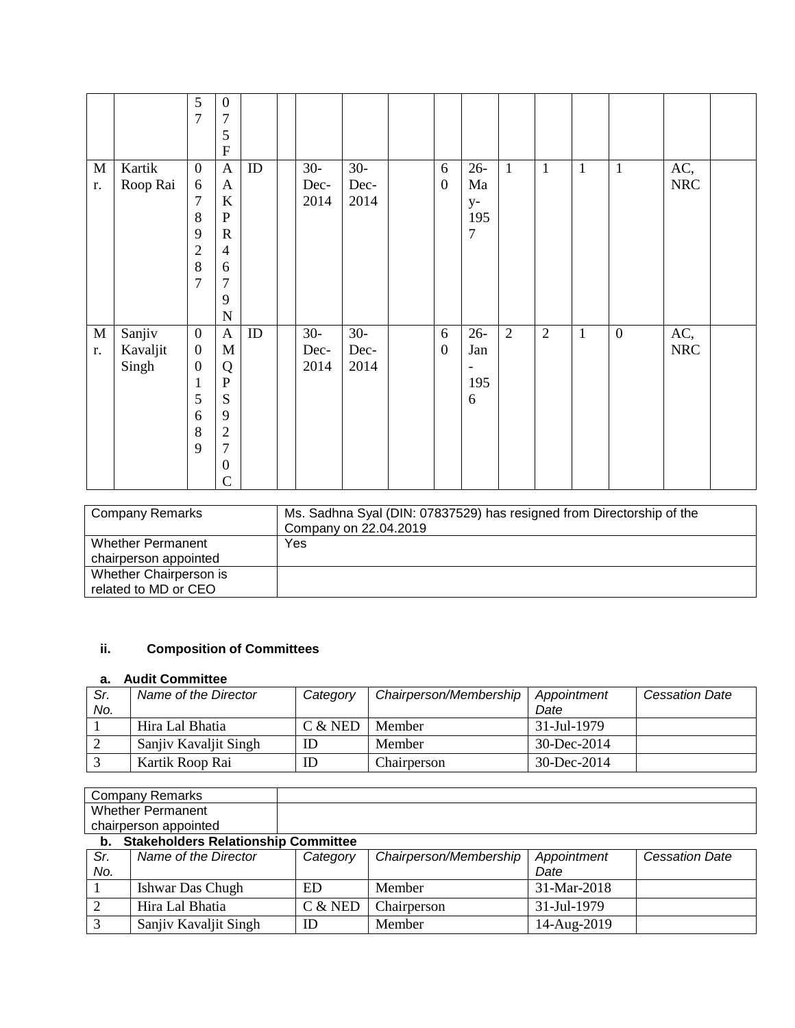|  |  | 57 | 075F |  |  |  |  |  |  |  |  |  |  |  |  |  |
|---|---|---|---|---|---|---|---|---|---|---|---|---|---|---|---|---|
| Mr. | Kartik Roop Rai | 06789287 | AAKPR4679N | ID |  | 30-Dec-2014 | 30-Dec-2014 |  | 60 | 26-May-1957 | 1 | 1 | 1 | 1 | AC, NRC |  |
| Mr. | Sanjiv Kavaljit Singh | 00015689 | AMQPS9270C | ID |  | 30-Dec-2014 | 30-Dec-2014 |  | 60 | 26-Jan-1956 | 2 | 2 | 1 | 0 | AC, NRC |  |

| Company Remarks | Ms. Sadhna Syal (DIN: 07837529) has resigned from Directorship of the Company on 22.04.2019 |
|---|---|
| Whether Permanent chairperson appointed | Yes |
| Whether Chairperson is related to MD or CEO |  |

### ii. Composition of Committees

#### a. Audit Committee

| *Sr. No.* | *Name of the Director* | *Category* | *Chairperson/Membership* | *Appointment Date* | *Cessation Date* |
|---|---|---|---|---|---|
| 1 | Hira Lal Bhatia | C & NED | Member | 31-Jul-1979 |  |
| 2 | Sanjiv Kavaljit Singh | ID | Member | 30-Dec-2014 |  |
| 3 | Kartik Roop Rai | ID | Chairperson | 30-Dec-2014 |  |

| Company Remarks |  |
|---|---|
| Whether Permanent chairperson appointed |  |

#### b. Stakeholders Relationship Committee

| *Sr. No.* | *Name of the Director* | *Category* | *Chairperson/Membership* | *Appointment Date* | *Cessation Date* |
|---|---|---|---|---|---|
| 1 | Ishwar Das Chugh | ED | Member | 31-Mar-2018 |  |
| 2 | Hira Lal Bhatia | C & NED | Chairperson | 31-Jul-1979 |  |
| 3 | Sanjiv Kavaljit Singh | ID | Member | 14-Aug-2019 |  |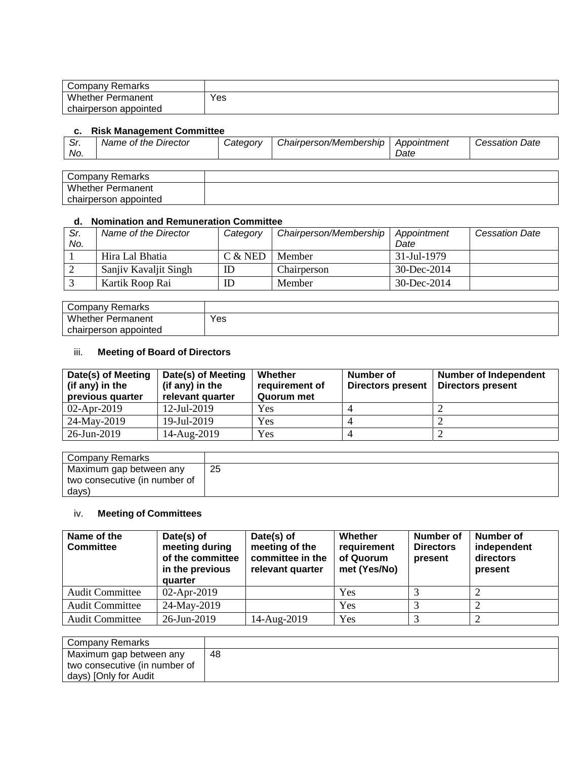| Company Remarks | |
|---|---|
| Whether Permanent chairperson appointed | Yes |

**c. Risk Management Committee**

| *Sr. No.* | *Name of the Director* | *Category* | *Chairperson/Membership* | *Appointment Date* | *Cessation Date* |
|---|---|---|---|---|---|

| Company Remarks | |
|---|---|
| Whether Permanent chairperson appointed | |

**d. Nomination and Remuneration Committee**

| *Sr. No.* | *Name of the Director* | *Category* | *Chairperson/Membership* | *Appointment Date* | *Cessation Date* |
|---|---|---|---|---|---|
| 1 | Hira Lal Bhatia | C & NED | Member | 31-Jul-1979 | |
| 2 | Sanjiv Kavaljit Singh | ID | Chairperson | 30-Dec-2014 | |
| 3 | Kartik Roop Rai | ID | Member | 30-Dec-2014 | |

| Company Remarks | |
|---|---|
| Whether Permanent chairperson appointed | Yes |

iii. **Meeting of Board of Directors**

| Date(s) of Meeting (if any) in the previous quarter | Date(s) of Meeting (if any) in the relevant quarter | Whether requirement of Quorum met | Number of Directors present | Number of Independent Directors present |
|---|---|---|---|---|
| 02-Apr-2019 | 12-Jul-2019 | Yes | 4 | 2 |
| 24-May-2019 | 19-Jul-2019 | Yes | 4 | 2 |
| 26-Jun-2019 | 14-Aug-2019 | Yes | 4 | 2 |

| Company Remarks | |
|---|---|
| Maximum gap between any two consecutive (in number of days) | 25 |

iv. **Meeting of Committees**

| Name of the Committee | Date(s) of meeting during of the committee in the previous quarter | Date(s) of meeting of the committee in the relevant quarter | Whether requirement of Quorum met (Yes/No) | Number of Directors present | Number of independent directors present |
|---|---|---|---|---|---|
| Audit Committee | 02-Apr-2019 | | Yes | 3 | 2 |
| Audit Committee | 24-May-2019 | | Yes | 3 | 2 |
| Audit Committee | 26-Jun-2019 | 14-Aug-2019 | Yes | 3 | 2 |

| Company Remarks | |
|---|---|
| Maximum gap between any two consecutive (in number of days) [Only for Audit | 48 |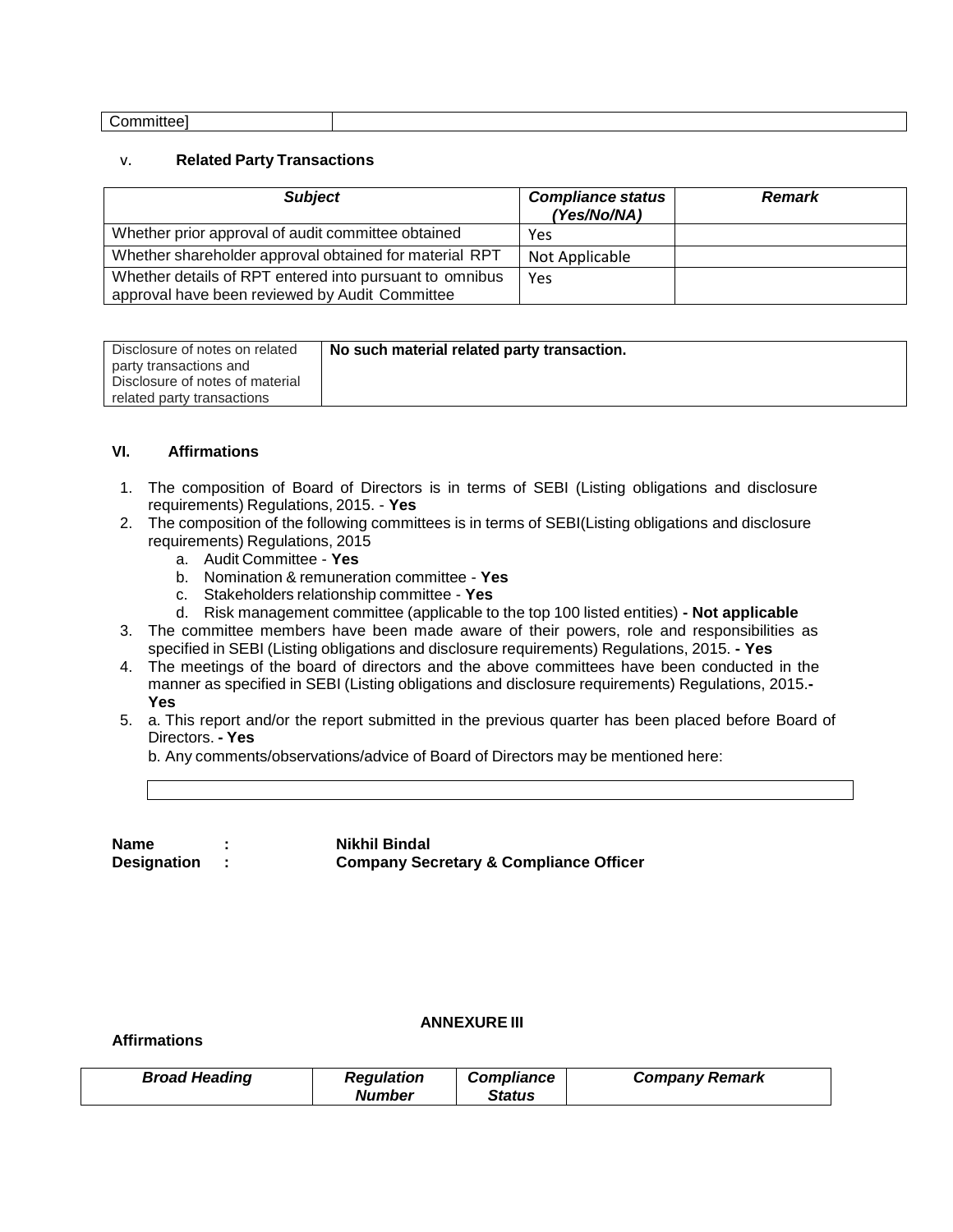| Committee] | |
|---|---|

v. **Related Party Transactions**

| *Subject* | *Compliance status (Yes/No/NA)* | *Remark* |
|---|---|---|
| Whether prior approval of audit committee obtained | Yes | |
| Whether shareholder approval obtained for material RPT | Not Applicable | |
| Whether details of RPT entered into pursuant to omnibus approval have been reviewed by Audit Committee | Yes | |

| Disclosure of notes on related party transactions and Disclosure of notes of material related party transactions | **No such material related party transaction.** |
|---|---|

**VI. Affirmations**

1. The composition of Board of Directors is in terms of SEBI (Listing obligations and disclosure requirements) Regulations, 2015. - **Yes**
2. The composition of the following committees is in terms of SEBI(Listing obligations and disclosure requirements) Regulations, 2015
   a. Audit Committee - **Yes**
   b. Nomination & remuneration committee - **Yes**
   c. Stakeholders relationship committee - **Yes**
   d. Risk management committee (applicable to the top 100 listed entities) **- Not applicable**
3. The committee members have been made aware of their powers, role and responsibilities as specified in SEBI (Listing obligations and disclosure requirements) Regulations, 2015. **- Yes**
4. The meetings of the board of directors and the above committees have been conducted in the manner as specified in SEBI (Listing obligations and disclosure requirements) Regulations, 2015.**- Yes**
5. a. This report and/or the report submitted in the previous quarter has been placed before Board of Directors. **- Yes**

   b. Any comments/observations/advice of Board of Directors may be mentioned here:

| |
|---|

**Name : Nikhil Bindal**
**Designation : Company Secretary & Compliance Officer**

**ANNEXURE III**

**Affirmations**

| *Broad Heading* | *Regulation Number* | *Compliance Status* | *Company Remark* |
|---|---|---|---|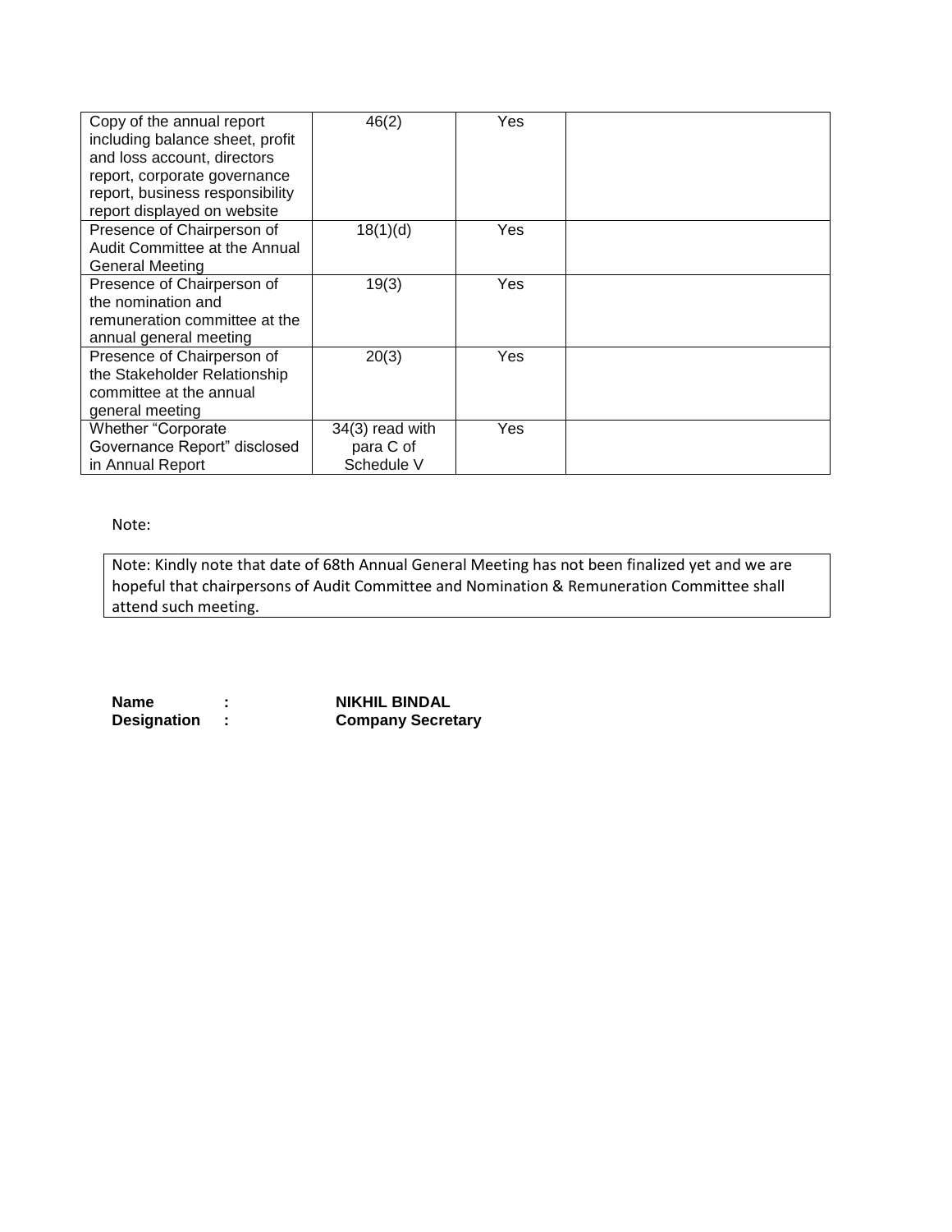| | | | |
|---|---|---|---|
| Copy of the annual report including balance sheet, profit and loss account, directors report, corporate governance report, business responsibility report displayed on website | 46(2) | Yes | |
| Presence of Chairperson of Audit Committee at the Annual General Meeting | 18(1)(d) | Yes | |
| Presence of Chairperson of the nomination and remuneration committee at the annual general meeting | 19(3) | Yes | |
| Presence of Chairperson of the Stakeholder Relationship committee at the annual general meeting | 20(3) | Yes | |
| Whether “Corporate Governance Report” disclosed in Annual Report | 34(3) read with para C of Schedule V | Yes | |

Note:

Note: Kindly note that date of 68th Annual General Meeting has not been finalized yet and we are hopeful that chairpersons of Audit Committee and Nomination & Remuneration Committee shall attend such meeting.

**Name : NIKHIL BINDAL**
**Designation : Company Secretary**